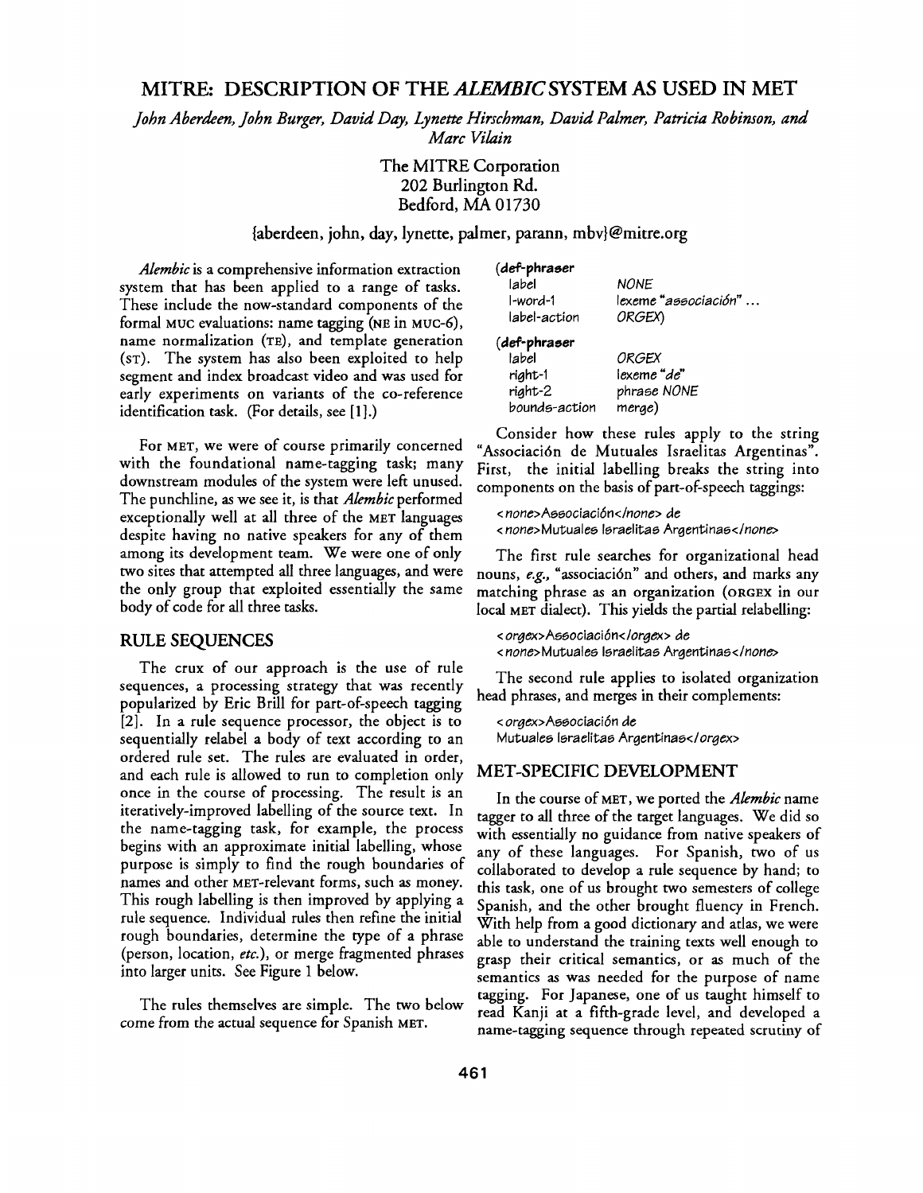# MITRE: DESCRIPTION OF THE *ALEMBIC* SYSTEM AS USED IN MET

*John Aberdeen, John Burger, David Day, Lynette Hirschman, David Palmer, Patricia Robinson, and Marc Vilain*

The MITRE Corporation
202 Burlington Rd.
Bedford, MA 01730

{aberdeen, john, day, lynette, palmer, parann, mbv}@mitre.org

*Alembic* is a comprehensive information extraction system that has been applied to a range of tasks. These include the now-standard components of the formal MUC evaluations: name tagging (NE in MUC-6), name normalization (TE), and template generation (ST). The system has also been exploited to help segment and index broadcast video and was used for early experiments on variants of the co-reference identification task. (For details, see [1].)

For MET, we were of course primarily concerned with the foundational name-tagging task; many downstream modules of the system were left unused. The punchline, as we see it, is that *Alembic* performed exceptionally well at all three of the MET languages despite having no native speakers for any of them among its development team. We were one of only two sites that attempted all three languages, and were the only group that exploited essentially the same body of code for all three tasks.

## RULE SEQUENCES

The crux of our approach is the use of rule sequences, a processing strategy that was recently popularized by Eric Brill for part-of-speech tagging [2]. In a rule sequence processor, the object is to sequentially relabel a body of text according to an ordered rule set. The rules are evaluated in order, and each rule is allowed to run to completion only once in the course of processing. The result is an iteratively-improved labelling of the source text. In the name-tagging task, for example, the process begins with an approximate initial labelling, whose purpose is simply to find the rough boundaries of names and other MET-relevant forms, such as money. This rough labelling is then improved by applying a rule sequence. Individual rules then refine the initial rough boundaries, determine the type of a phrase (person, location, *etc.*), or merge fragmented phrases into larger units. See Figure 1 below.

The rules themselves are simple. The two below come from the actual sequence for Spanish MET.

```
(def-phraser
  label          NONE
  l-word-1       lexeme "associación" ...
  label-action   ORGEX)

(def-phraser
  label          ORGEX
  right-1        lexeme "de"
  right-2        phrase NONE
  bounds-action  merge)
```

Consider how these rules apply to the string "Associación de Mutuales Israelitas Argentinas". First, the initial labelling breaks the string into components on the basis of part-of-speech taggings:

```
<none>Associación</none> de
<none>Mutuales Israelitas Argentinas</none>
```

The first rule searches for organizational head nouns, *e.g.*, "associación" and others, and marks any matching phrase as an organization (ORGEX in our local MET dialect). This yields the partial relabelling:

```
<orgex>Associación</orgex> de
<none>Mutuales Israelitas Argentinas</none>
```

The second rule applies to isolated organization head phrases, and merges in their complements:

```
<orgex>Associación de
Mutuales Israelitas Argentinas</orgex>
```

## MET-SPECIFIC DEVELOPMENT

In the course of MET, we ported the *Alembic* name tagger to all three of the target languages. We did so with essentially no guidance from native speakers of any of these languages. For Spanish, two of us collaborated to develop a rule sequence by hand; to this task, one of us brought two semesters of college Spanish, and the other brought fluency in French. With help from a good dictionary and atlas, we were able to understand the training texts well enough to grasp their critical semantics, or as much of the semantics as was needed for the purpose of name tagging. For Japanese, one of us taught himself to read Kanji at a fifth-grade level, and developed a name-tagging sequence through repeated scrutiny of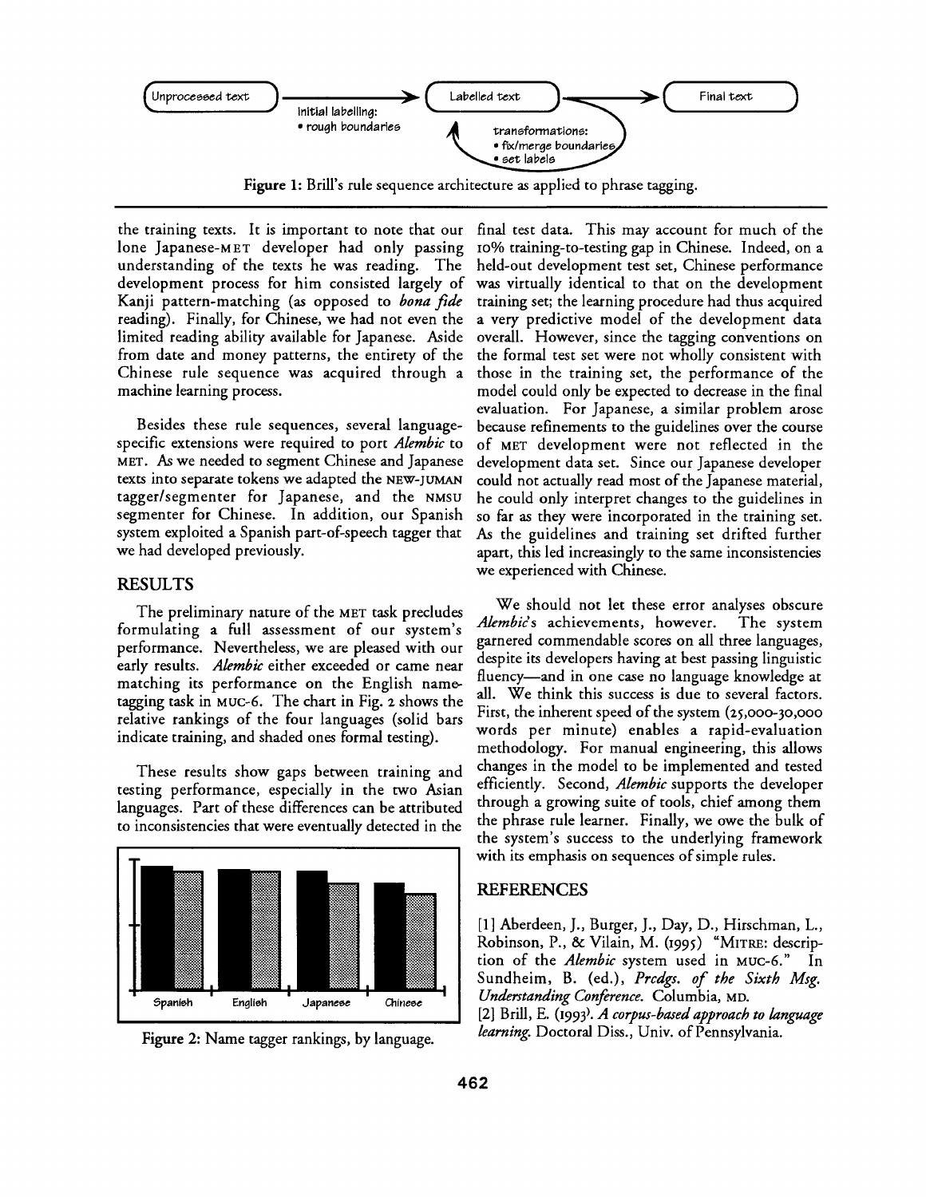Unprocessed text

Initial labelling:
• rough boundaries

Labelled text

transformations:
• fix/merge boundaries
• set labels

Final text

**Figure 1:** Brill's rule sequence architecture as applied to phrase tagging.

the training texts. It is important to note that our lone Japanese-MET developer had only passing understanding of the texts he was reading. The development process for him consisted largely of Kanji pattern-matching (as opposed to ***bona fide*** reading). Finally, for Chinese, we had not even the limited reading ability available for Japanese. Aside from date and money patterns, the entirety of the Chinese rule sequence was acquired through a machine learning process.

Besides these rule sequences, several language-specific extensions were required to port *Alembic* to MET. As we needed to segment Chinese and Japanese texts into separate tokens we adapted the NEW-JUMAN tagger/segmenter for Japanese, and the NMSU segmenter for Chinese. In addition, our Spanish system exploited a Spanish part-of-speech tagger that we had developed previously.

## RESULTS

The preliminary nature of the MET task precludes formulating a full assessment of our system's performance. Nevertheless, we are pleased with our early results. *Alembic* either exceeded or came near matching its performance on the English name-tagging task in MUC-6. The chart in Fig. 2 shows the relative rankings of the four languages (solid bars indicate training, and shaded ones formal testing).

These results show gaps between training and testing performance, especially in the two Asian languages. Part of these differences can be attributed to inconsistencies that were eventually detected in the final test data. This may account for much of the 10% training-to-testing gap in Chinese. Indeed, on a held-out development test set, Chinese performance was virtually identical to that on the development training set; the learning procedure had thus acquired a very predictive model of the development data overall. However, since the tagging conventions on the formal test set were not wholly consistent with those in the training set, the performance of the model could only be expected to decrease in the final evaluation. For Japanese, a similar problem arose because refinements to the guidelines over the course of MET development were not reflected in the development data set. Since our Japanese developer could not actually read most of the Japanese material, he could only interpret changes to the guidelines in so far as they were incorporated in the training set. As the guidelines and training set drifted further apart, this led increasingly to the same inconsistencies we experienced with Chinese.

Spanish

English

Japanese

Chinese

**Figure 2:** Name tagger rankings, by language.

We should not let these error analyses obscure *Alembic's* achievements, however. The system garnered commendable scores on all three languages, despite its developers having at best passing linguistic fluency—and in one case no language knowledge at all. We think this success is due to several factors. First, the inherent speed of the system (25,000-30,000 words per minute) enables a rapid-evaluation methodology. For manual engineering, this allows changes in the model to be implemented and tested efficiently. Second, *Alembic* supports the developer through a growing suite of tools, chief among them the phrase rule learner. Finally, we owe the bulk of the system's success to the underlying framework with its emphasis on sequences of simple rules.

## REFERENCES

[1] Aberdeen, J., Burger, J., Day, D., Hirschman, L., Robinson, P., & Vilain, M. (1995) "MITRE: description of the *Alembic* system used in MUC-6." In Sundheim, B. (ed.), *Prcdgs. of the Sixth Msg. Understanding Conference.* Columbia, MD.

[2] Brill, E. (1993). *A corpus-based approach to language learning.* Doctoral Diss., Univ. of Pennsylvania.